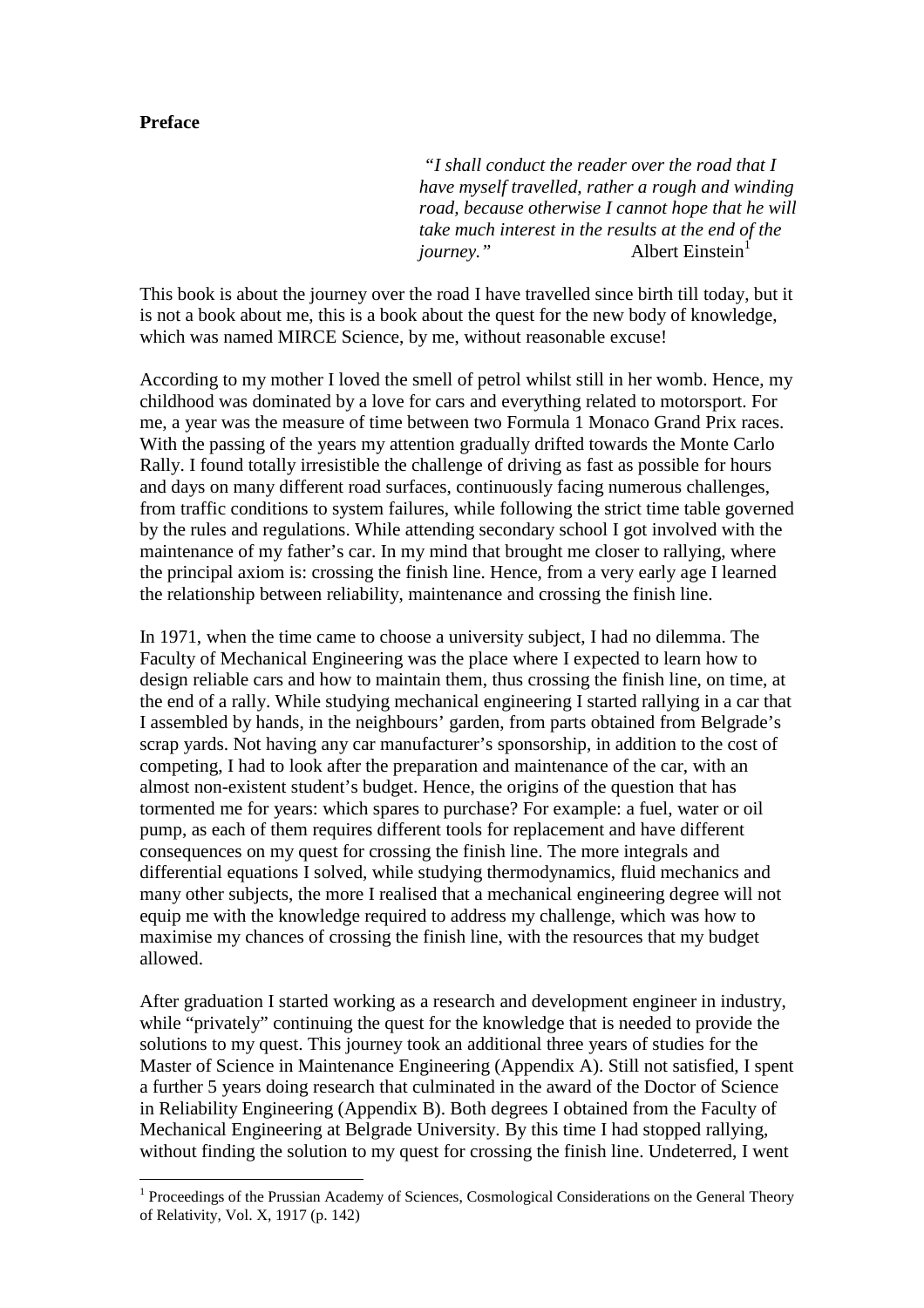**Preface**

> *"I shall conduct the reader over the road that I have myself travelled, rather a rough and winding road, because otherwise I cannot hope that he will take much interest in the results at the end of the journey."* Albert Einstein[1]

This book is about the journey over the road I have travelled since birth till today, but it is not a book about me, this is a book about the quest for the new body of knowledge, which was named MIRCE Science, by me, without reasonable excuse!

According to my mother I loved the smell of petrol whilst still in her womb. Hence, my childhood was dominated by a love for cars and everything related to motorsport. For me, a year was the measure of time between two Formula 1 Monaco Grand Prix races. With the passing of the years my attention gradually drifted towards the Monte Carlo Rally. I found totally irresistible the challenge of driving as fast as possible for hours and days on many different road surfaces, continuously facing numerous challenges, from traffic conditions to system failures, while following the strict time table governed by the rules and regulations. While attending secondary school I got involved with the maintenance of my father's car. In my mind that brought me closer to rallying, where the principal axiom is: crossing the finish line. Hence, from a very early age I learned the relationship between reliability, maintenance and crossing the finish line.

In 1971, when the time came to choose a university subject, I had no dilemma. The Faculty of Mechanical Engineering was the place where I expected to learn how to design reliable cars and how to maintain them, thus crossing the finish line, on time, at the end of a rally. While studying mechanical engineering I started rallying in a car that I assembled by hands, in the neighbours' garden, from parts obtained from Belgrade's scrap yards. Not having any car manufacturer's sponsorship, in addition to the cost of competing, I had to look after the preparation and maintenance of the car, with an almost non-existent student's budget. Hence, the origins of the question that has tormented me for years: which spares to purchase? For example: a fuel, water or oil pump, as each of them requires different tools for replacement and have different consequences on my quest for crossing the finish line. The more integrals and differential equations I solved, while studying thermodynamics, fluid mechanics and many other subjects, the more I realised that a mechanical engineering degree will not equip me with the knowledge required to address my challenge, which was how to maximise my chances of crossing the finish line, with the resources that my budget allowed.

After graduation I started working as a research and development engineer in industry, while "privately" continuing the quest for the knowledge that is needed to provide the solutions to my quest. This journey took an additional three years of studies for the Master of Science in Maintenance Engineering (Appendix A). Still not satisfied, I spent a further 5 years doing research that culminated in the award of the Doctor of Science in Reliability Engineering (Appendix B). Both degrees I obtained from the Faculty of Mechanical Engineering at Belgrade University. By this time I had stopped rallying, without finding the solution to my quest for crossing the finish line. Undeterred, I went

---

[1] Proceedings of the Prussian Academy of Sciences, Cosmological Considerations on the General Theory of Relativity, Vol. X, 1917 (p. 142)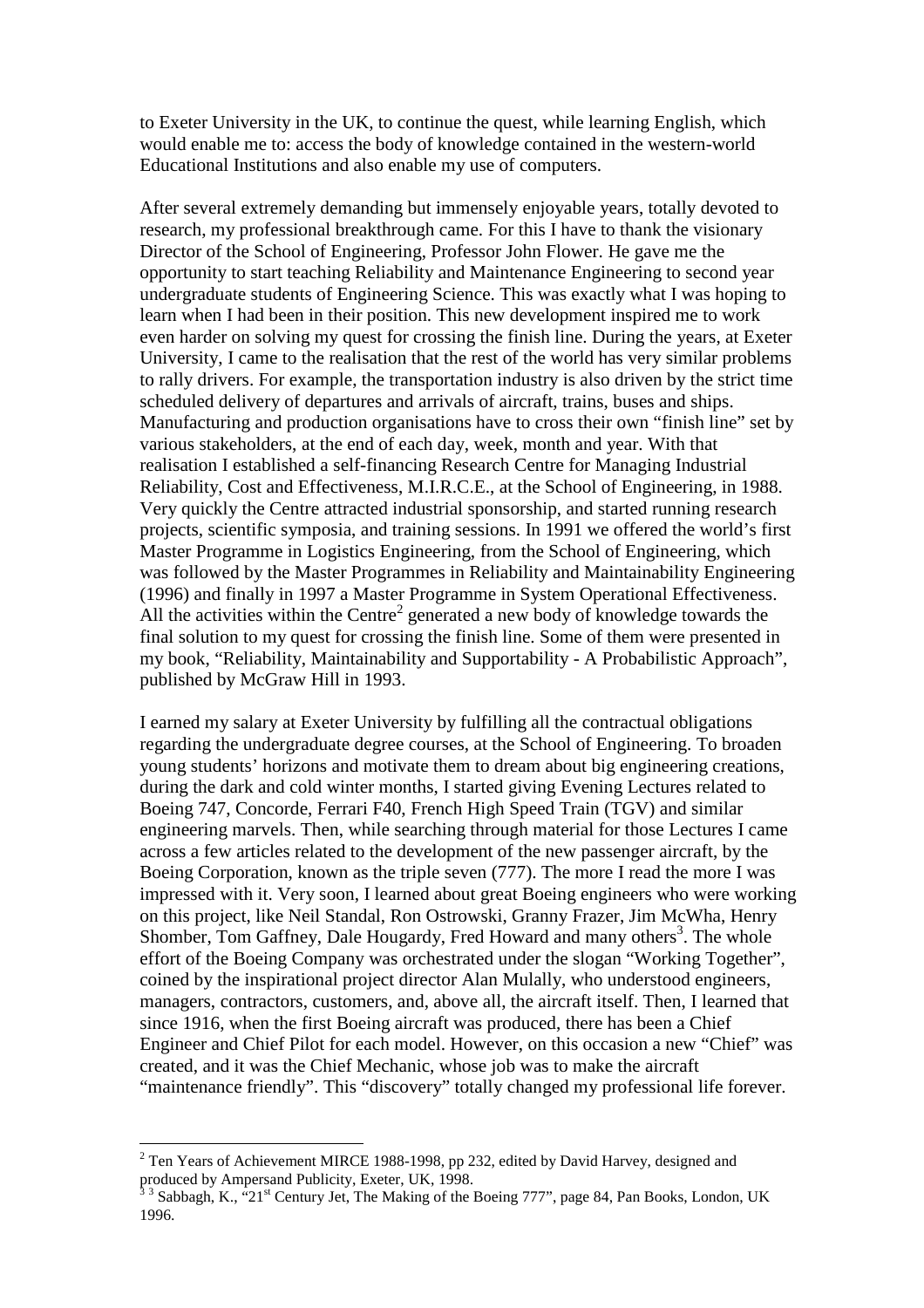to Exeter University in the UK, to continue the quest, while learning English, which would enable me to: access the body of knowledge contained in the western-world Educational Institutions and also enable my use of computers.

After several extremely demanding but immensely enjoyable years, totally devoted to research, my professional breakthrough came. For this I have to thank the visionary Director of the School of Engineering, Professor John Flower. He gave me the opportunity to start teaching Reliability and Maintenance Engineering to second year undergraduate students of Engineering Science. This was exactly what I was hoping to learn when I had been in their position. This new development inspired me to work even harder on solving my quest for crossing the finish line. During the years, at Exeter University, I came to the realisation that the rest of the world has very similar problems to rally drivers. For example, the transportation industry is also driven by the strict time scheduled delivery of departures and arrivals of aircraft, trains, buses and ships. Manufacturing and production organisations have to cross their own "finish line" set by various stakeholders, at the end of each day, week, month and year. With that realisation I established a self-financing Research Centre for Managing Industrial Reliability, Cost and Effectiveness, M.I.R.C.E., at the School of Engineering, in 1988. Very quickly the Centre attracted industrial sponsorship, and started running research projects, scientific symposia, and training sessions. In 1991 we offered the world's first Master Programme in Logistics Engineering, from the School of Engineering, which was followed by the Master Programmes in Reliability and Maintainability Engineering (1996) and finally in 1997 a Master Programme in System Operational Effectiveness. All the activities within the Centre[2] generated a new body of knowledge towards the final solution to my quest for crossing the finish line. Some of them were presented in my book, "Reliability, Maintainability and Supportability - A Probabilistic Approach", published by McGraw Hill in 1993.

I earned my salary at Exeter University by fulfilling all the contractual obligations regarding the undergraduate degree courses, at the School of Engineering. To broaden young students' horizons and motivate them to dream about big engineering creations, during the dark and cold winter months, I started giving Evening Lectures related to Boeing 747, Concorde, Ferrari F40, French High Speed Train (TGV) and similar engineering marvels. Then, while searching through material for those Lectures I came across a few articles related to the development of the new passenger aircraft, by the Boeing Corporation, known as the triple seven (777). The more I read the more I was impressed with it. Very soon, I learned about great Boeing engineers who were working on this project, like Neil Standal, Ron Ostrowski, Granny Frazer, Jim McWha, Henry Shomber, Tom Gaffney, Dale Hougardy, Fred Howard and many others[3]. The whole effort of the Boeing Company was orchestrated under the slogan "Working Together", coined by the inspirational project director Alan Mulally, who understood engineers, managers, contractors, customers, and, above all, the aircraft itself. Then, I learned that since 1916, when the first Boeing aircraft was produced, there has been a Chief Engineer and Chief Pilot for each model. However, on this occasion a new "Chief" was created, and it was the Chief Mechanic, whose job was to make the aircraft "maintenance friendly". This "discovery" totally changed my professional life forever.

---

[2] Ten Years of Achievement MIRCE 1988-1998, pp 232, edited by David Harvey, designed and produced by Ampersand Publicity, Exeter, UK, 1998.

[3] Sabbagh, K., "21st Century Jet, The Making of the Boeing 777", page 84, Pan Books, London, UK 1996.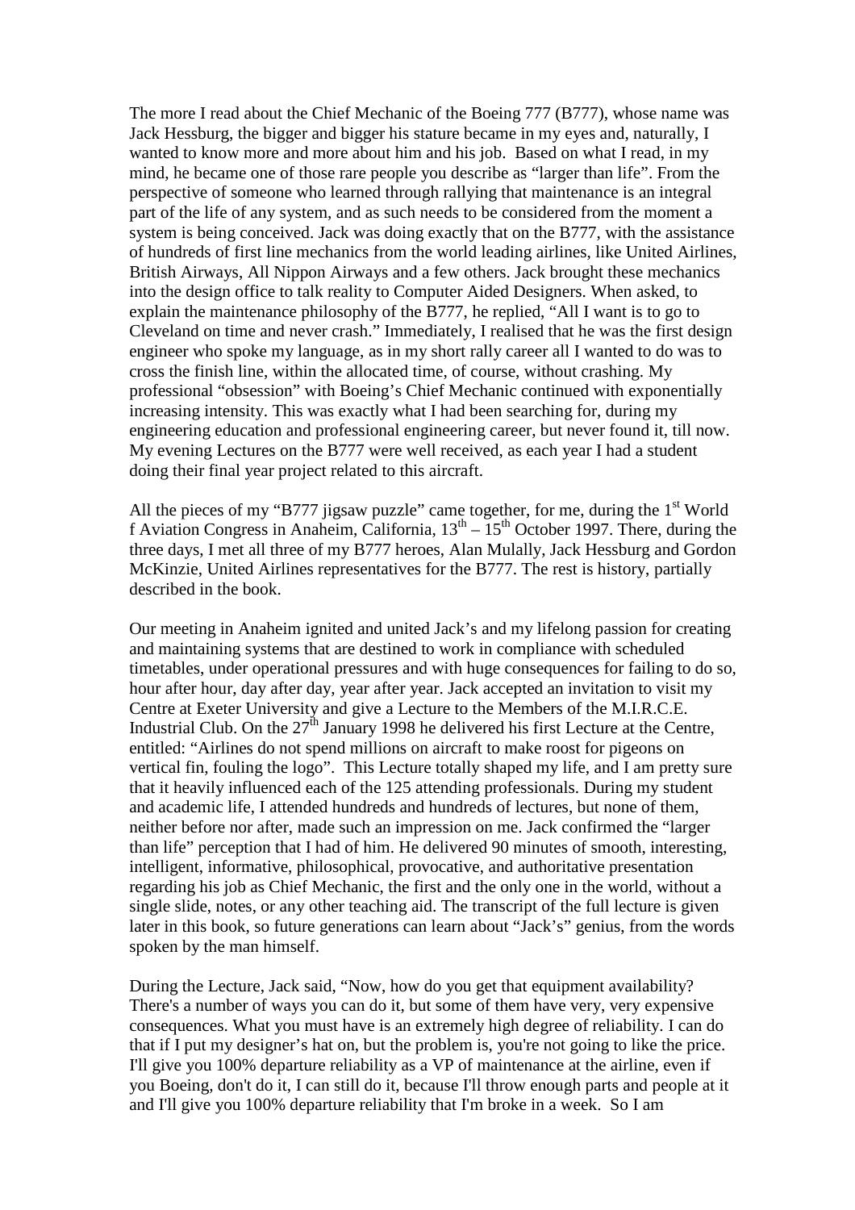The more I read about the Chief Mechanic of the Boeing 777 (B777), whose name was Jack Hessburg, the bigger and bigger his stature became in my eyes and, naturally, I wanted to know more and more about him and his job. Based on what I read, in my mind, he became one of those rare people you describe as "larger than life". From the perspective of someone who learned through rallying that maintenance is an integral part of the life of any system, and as such needs to be considered from the moment a system is being conceived. Jack was doing exactly that on the B777, with the assistance of hundreds of first line mechanics from the world leading airlines, like United Airlines, British Airways, All Nippon Airways and a few others. Jack brought these mechanics into the design office to talk reality to Computer Aided Designers. When asked, to explain the maintenance philosophy of the B777, he replied, "All I want is to go to Cleveland on time and never crash." Immediately, I realised that he was the first design engineer who spoke my language, as in my short rally career all I wanted to do was to cross the finish line, within the allocated time, of course, without crashing. My professional "obsession" with Boeing's Chief Mechanic continued with exponentially increasing intensity. This was exactly what I had been searching for, during my engineering education and professional engineering career, but never found it, till now. My evening Lectures on the B777 were well received, as each year I had a student doing their final year project related to this aircraft.

All the pieces of my "B777 jigsaw puzzle" came together, for me, during the 1st World f Aviation Congress in Anaheim, California, 13th – 15th October 1997. There, during the three days, I met all three of my B777 heroes, Alan Mulally, Jack Hessburg and Gordon McKinzie, United Airlines representatives for the B777. The rest is history, partially described in the book.

Our meeting in Anaheim ignited and united Jack's and my lifelong passion for creating and maintaining systems that are destined to work in compliance with scheduled timetables, under operational pressures and with huge consequences for failing to do so, hour after hour, day after day, year after year. Jack accepted an invitation to visit my Centre at Exeter University and give a Lecture to the Members of the M.I.R.C.E. Industrial Club. On the 27th January 1998 he delivered his first Lecture at the Centre, entitled: "Airlines do not spend millions on aircraft to make roost for pigeons on vertical fin, fouling the logo". This Lecture totally shaped my life, and I am pretty sure that it heavily influenced each of the 125 attending professionals. During my student and academic life, I attended hundreds and hundreds of lectures, but none of them, neither before nor after, made such an impression on me. Jack confirmed the "larger than life" perception that I had of him. He delivered 90 minutes of smooth, interesting, intelligent, informative, philosophical, provocative, and authoritative presentation regarding his job as Chief Mechanic, the first and the only one in the world, without a single slide, notes, or any other teaching aid. The transcript of the full lecture is given later in this book, so future generations can learn about "Jack's" genius, from the words spoken by the man himself.

During the Lecture, Jack said, "Now, how do you get that equipment availability? There's a number of ways you can do it, but some of them have very, very expensive consequences. What you must have is an extremely high degree of reliability. I can do that if I put my designer's hat on, but the problem is, you're not going to like the price. I'll give you 100% departure reliability as a VP of maintenance at the airline, even if you Boeing, don't do it, I can still do it, because I'll throw enough parts and people at it and I'll give you 100% departure reliability that I'm broke in a week. So I am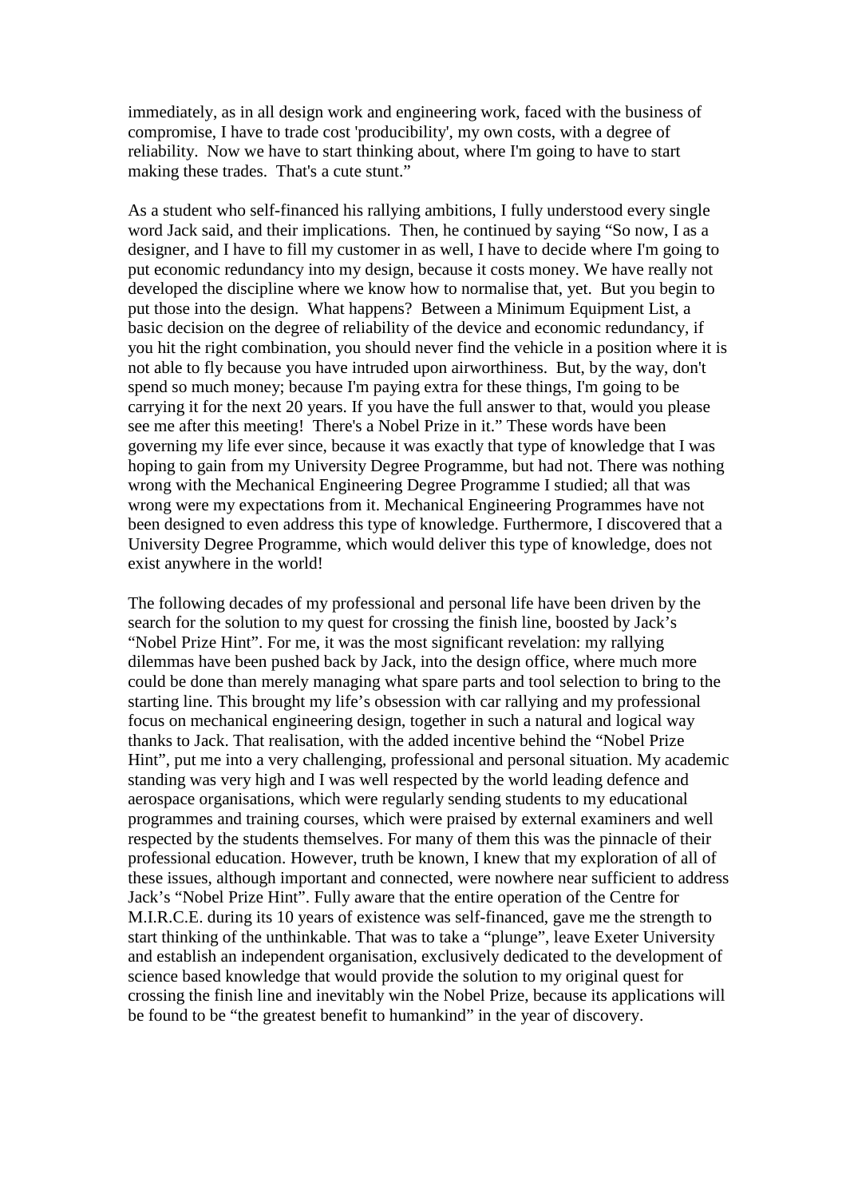immediately, as in all design work and engineering work, faced with the business of compromise, I have to trade cost 'producibility', my own costs, with a degree of reliability. Now we have to start thinking about, where I'm going to have to start making these trades. That's a cute stunt."

As a student who self-financed his rallying ambitions, I fully understood every single word Jack said, and their implications. Then, he continued by saying "So now, I as a designer, and I have to fill my customer in as well, I have to decide where I'm going to put economic redundancy into my design, because it costs money. We have really not developed the discipline where we know how to normalise that, yet. But you begin to put those into the design. What happens? Between a Minimum Equipment List, a basic decision on the degree of reliability of the device and economic redundancy, if you hit the right combination, you should never find the vehicle in a position where it is not able to fly because you have intruded upon airworthiness. But, by the way, don't spend so much money; because I'm paying extra for these things, I'm going to be carrying it for the next 20 years. If you have the full answer to that, would you please see me after this meeting! There's a Nobel Prize in it." These words have been governing my life ever since, because it was exactly that type of knowledge that I was hoping to gain from my University Degree Programme, but had not. There was nothing wrong with the Mechanical Engineering Degree Programme I studied; all that was wrong were my expectations from it. Mechanical Engineering Programmes have not been designed to even address this type of knowledge. Furthermore, I discovered that a University Degree Programme, which would deliver this type of knowledge, does not exist anywhere in the world!

The following decades of my professional and personal life have been driven by the search for the solution to my quest for crossing the finish line, boosted by Jack's "Nobel Prize Hint". For me, it was the most significant revelation: my rallying dilemmas have been pushed back by Jack, into the design office, where much more could be done than merely managing what spare parts and tool selection to bring to the starting line. This brought my life's obsession with car rallying and my professional focus on mechanical engineering design, together in such a natural and logical way thanks to Jack. That realisation, with the added incentive behind the "Nobel Prize Hint", put me into a very challenging, professional and personal situation. My academic standing was very high and I was well respected by the world leading defence and aerospace organisations, which were regularly sending students to my educational programmes and training courses, which were praised by external examiners and well respected by the students themselves. For many of them this was the pinnacle of their professional education. However, truth be known, I knew that my exploration of all of these issues, although important and connected, were nowhere near sufficient to address Jack's "Nobel Prize Hint". Fully aware that the entire operation of the Centre for M.I.R.C.E. during its 10 years of existence was self-financed, gave me the strength to start thinking of the unthinkable. That was to take a "plunge", leave Exeter University and establish an independent organisation, exclusively dedicated to the development of science based knowledge that would provide the solution to my original quest for crossing the finish line and inevitably win the Nobel Prize, because its applications will be found to be "the greatest benefit to humankind" in the year of discovery.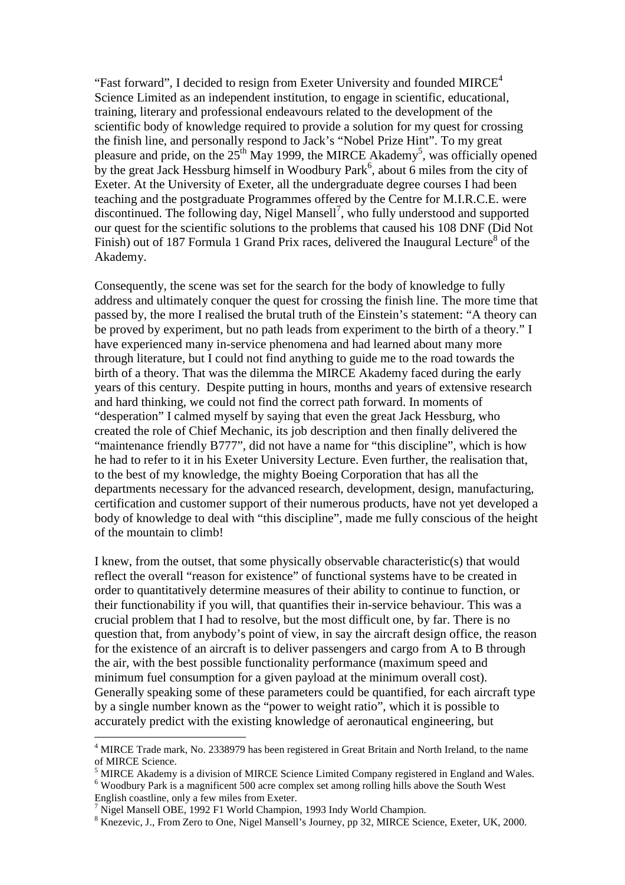"Fast forward", I decided to resign from Exeter University and founded MIRCE[4] Science Limited as an independent institution, to engage in scientific, educational, training, literary and professional endeavours related to the development of the scientific body of knowledge required to provide a solution for my quest for crossing the finish line, and personally respond to Jack's "Nobel Prize Hint". To my great pleasure and pride, on the 25th May 1999, the MIRCE Akademy[5], was officially opened by the great Jack Hessburg himself in Woodbury Park[6], about 6 miles from the city of Exeter. At the University of Exeter, all the undergraduate degree courses I had been teaching and the postgraduate Programmes offered by the Centre for M.I.R.C.E. were discontinued. The following day, Nigel Mansell[7], who fully understood and supported our quest for the scientific solutions to the problems that caused his 108 DNF (Did Not Finish) out of 187 Formula 1 Grand Prix races, delivered the Inaugural Lecture[8] of the Akademy.

Consequently, the scene was set for the search for the body of knowledge to fully address and ultimately conquer the quest for crossing the finish line. The more time that passed by, the more I realised the brutal truth of the Einstein's statement: "A theory can be proved by experiment, but no path leads from experiment to the birth of a theory." I have experienced many in-service phenomena and had learned about many more through literature, but I could not find anything to guide me to the road towards the birth of a theory. That was the dilemma the MIRCE Akademy faced during the early years of this century. Despite putting in hours, months and years of extensive research and hard thinking, we could not find the correct path forward. In moments of "desperation" I calmed myself by saying that even the great Jack Hessburg, who created the role of Chief Mechanic, its job description and then finally delivered the "maintenance friendly B777", did not have a name for "this discipline", which is how he had to refer to it in his Exeter University Lecture. Even further, the realisation that, to the best of my knowledge, the mighty Boeing Corporation that has all the departments necessary for the advanced research, development, design, manufacturing, certification and customer support of their numerous products, have not yet developed a body of knowledge to deal with "this discipline", made me fully conscious of the height of the mountain to climb!

I knew, from the outset, that some physically observable characteristic(s) that would reflect the overall "reason for existence" of functional systems have to be created in order to quantitatively determine measures of their ability to continue to function, or their functionability if you will, that quantifies their in-service behaviour. This was a crucial problem that I had to resolve, but the most difficult one, by far. There is no question that, from anybody's point of view, in say the aircraft design office, the reason for the existence of an aircraft is to deliver passengers and cargo from A to B through the air, with the best possible functionality performance (maximum speed and minimum fuel consumption for a given payload at the minimum overall cost). Generally speaking some of these parameters could be quantified, for each aircraft type by a single number known as the "power to weight ratio", which it is possible to accurately predict with the existing knowledge of aeronautical engineering, but

---

[4] MIRCE Trade mark, No. 2338979 has been registered in Great Britain and North Ireland, to the name of MIRCE Science.

[5] MIRCE Akademy is a division of MIRCE Science Limited Company registered in England and Wales.

[6] Woodbury Park is a magnificent 500 acre complex set among rolling hills above the South West English coastline, only a few miles from Exeter.

[7] Nigel Mansell OBE, 1992 F1 World Champion, 1993 Indy World Champion.

[8] Knezevic, J., From Zero to One, Nigel Mansell's Journey, pp 32, MIRCE Science, Exeter, UK, 2000.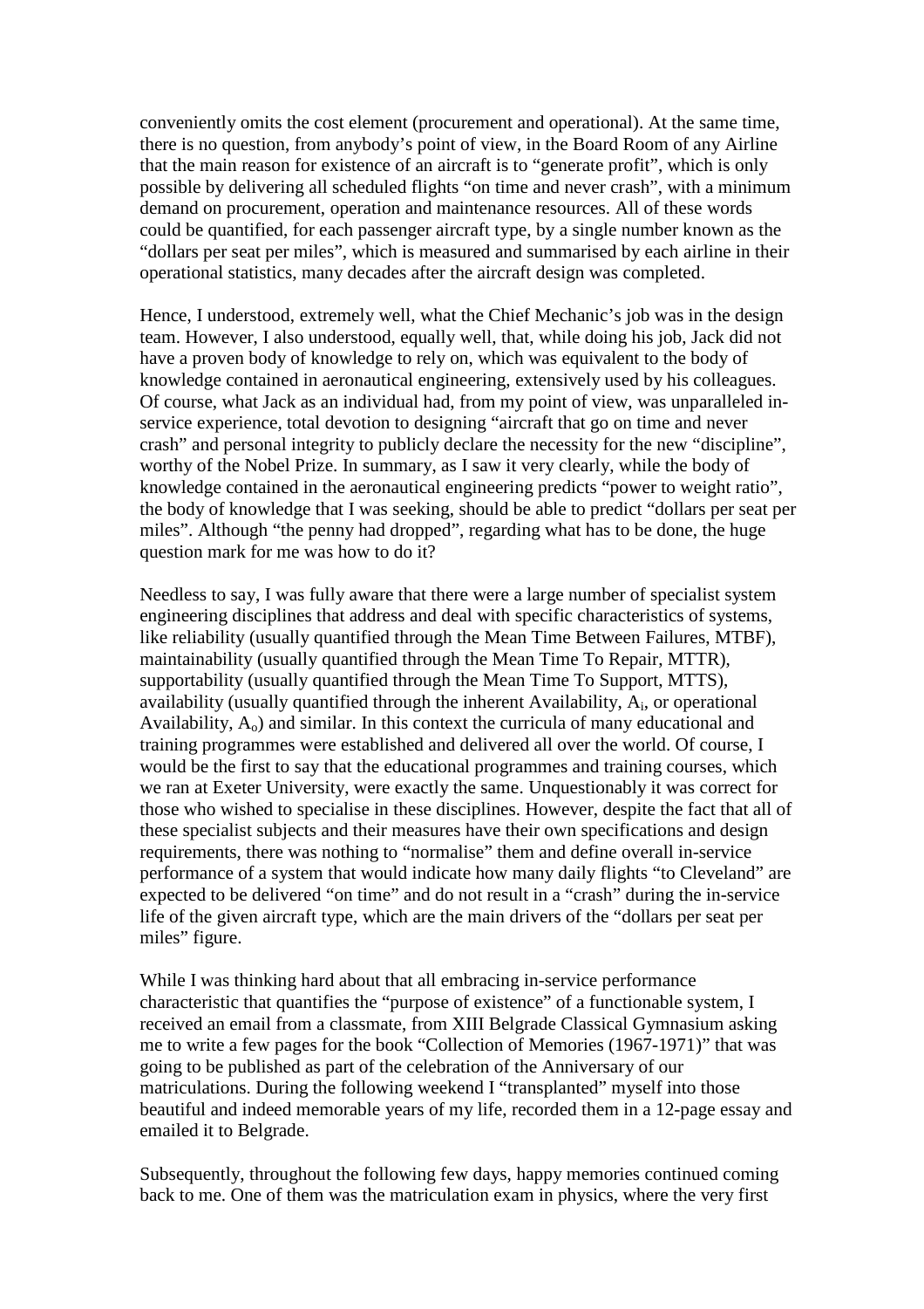conveniently omits the cost element (procurement and operational). At the same time, there is no question, from anybody's point of view, in the Board Room of any Airline that the main reason for existence of an aircraft is to "generate profit", which is only possible by delivering all scheduled flights "on time and never crash", with a minimum demand on procurement, operation and maintenance resources. All of these words could be quantified, for each passenger aircraft type, by a single number known as the "dollars per seat per miles", which is measured and summarised by each airline in their operational statistics, many decades after the aircraft design was completed.

Hence, I understood, extremely well, what the Chief Mechanic's job was in the design team. However, I also understood, equally well, that, while doing his job, Jack did not have a proven body of knowledge to rely on, which was equivalent to the body of knowledge contained in aeronautical engineering, extensively used by his colleagues. Of course, what Jack as an individual had, from my point of view, was unparalleled in-service experience, total devotion to designing "aircraft that go on time and never crash" and personal integrity to publicly declare the necessity for the new "discipline", worthy of the Nobel Prize. In summary, as I saw it very clearly, while the body of knowledge contained in the aeronautical engineering predicts "power to weight ratio", the body of knowledge that I was seeking, should be able to predict "dollars per seat per miles". Although "the penny had dropped", regarding what has to be done, the huge question mark for me was how to do it?

Needless to say, I was fully aware that there were a large number of specialist system engineering disciplines that address and deal with specific characteristics of systems, like reliability (usually quantified through the Mean Time Between Failures, MTBF), maintainability (usually quantified through the Mean Time To Repair, MTTR), supportability (usually quantified through the Mean Time To Support, MTTS), availability (usually quantified through the inherent Availability, $A_i$, or operational Availability, $A_o$) and similar. In this context the curricula of many educational and training programmes were established and delivered all over the world. Of course, I would be the first to say that the educational programmes and training courses, which we ran at Exeter University, were exactly the same. Unquestionably it was correct for those who wished to specialise in these disciplines. However, despite the fact that all of these specialist subjects and their measures have their own specifications and design requirements, there was nothing to "normalise" them and define overall in-service performance of a system that would indicate how many daily flights "to Cleveland" are expected to be delivered "on time" and do not result in a "crash" during the in-service life of the given aircraft type, which are the main drivers of the "dollars per seat per miles" figure.

While I was thinking hard about that all embracing in-service performance characteristic that quantifies the "purpose of existence" of a functionable system, I received an email from a classmate, from XIII Belgrade Classical Gymnasium asking me to write a few pages for the book "Collection of Memories (1967-1971)" that was going to be published as part of the celebration of the Anniversary of our matriculations. During the following weekend I "transplanted" myself into those beautiful and indeed memorable years of my life, recorded them in a 12-page essay and emailed it to Belgrade.

Subsequently, throughout the following few days, happy memories continued coming back to me. One of them was the matriculation exam in physics, where the very first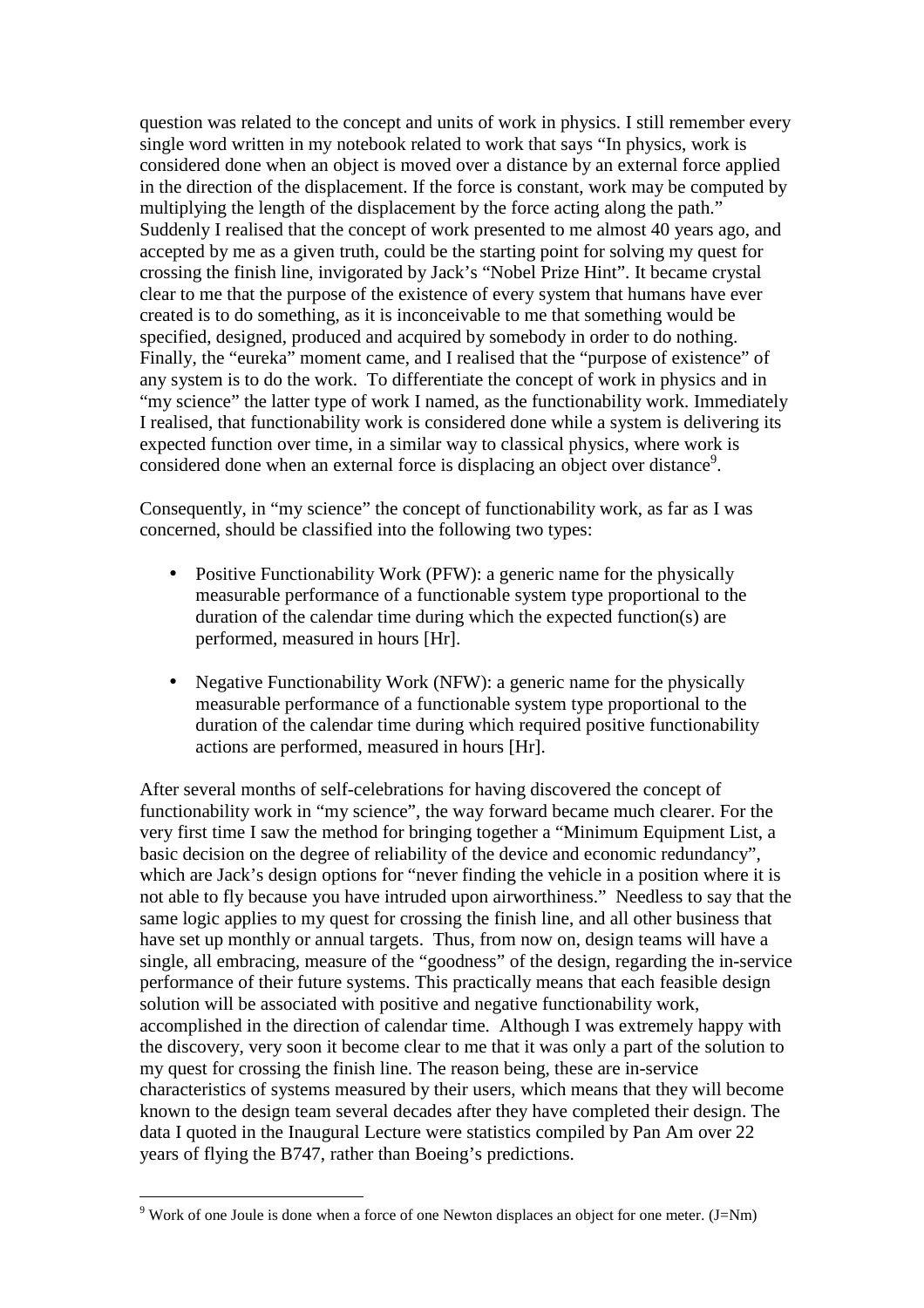question was related to the concept and units of work in physics. I still remember every single word written in my notebook related to work that says "In physics, work is considered done when an object is moved over a distance by an external force applied in the direction of the displacement. If the force is constant, work may be computed by multiplying the length of the displacement by the force acting along the path." Suddenly I realised that the concept of work presented to me almost 40 years ago, and accepted by me as a given truth, could be the starting point for solving my quest for crossing the finish line, invigorated by Jack's "Nobel Prize Hint". It became crystal clear to me that the purpose of the existence of every system that humans have ever created is to do something, as it is inconceivable to me that something would be specified, designed, produced and acquired by somebody in order to do nothing. Finally, the "eureka" moment came, and I realised that the "purpose of existence" of any system is to do the work. To differentiate the concept of work in physics and in "my science" the latter type of work I named, as the functionability work. Immediately I realised, that functionability work is considered done while a system is delivering its expected function over time, in a similar way to classical physics, where work is considered done when an external force is displacing an object over distance[9].

Consequently, in "my science" the concept of functionability work, as far as I was concerned, should be classified into the following two types:

- Positive Functionability Work (PFW): a generic name for the physically measurable performance of a functionable system type proportional to the duration of the calendar time during which the expected function(s) are performed, measured in hours [Hr].

- Negative Functionability Work (NFW): a generic name for the physically measurable performance of a functionable system type proportional to the duration of the calendar time during which required positive functionability actions are performed, measured in hours [Hr].

After several months of self-celebrations for having discovered the concept of functionability work in "my science", the way forward became much clearer. For the very first time I saw the method for bringing together a "Minimum Equipment List, a basic decision on the degree of reliability of the device and economic redundancy", which are Jack's design options for "never finding the vehicle in a position where it is not able to fly because you have intruded upon airworthiness." Needless to say that the same logic applies to my quest for crossing the finish line, and all other business that have set up monthly or annual targets. Thus, from now on, design teams will have a single, all embracing, measure of the "goodness" of the design, regarding the in-service performance of their future systems. This practically means that each feasible design solution will be associated with positive and negative functionability work, accomplished in the direction of calendar time. Although I was extremely happy with the discovery, very soon it become clear to me that it was only a part of the solution to my quest for crossing the finish line. The reason being, these are in-service characteristics of systems measured by their users, which means that they will become known to the design team several decades after they have completed their design. The data I quoted in the Inaugural Lecture were statistics compiled by Pan Am over 22 years of flying the B747, rather than Boeing's predictions.

---

[9] Work of one Joule is done when a force of one Newton displaces an object for one meter. (J=Nm)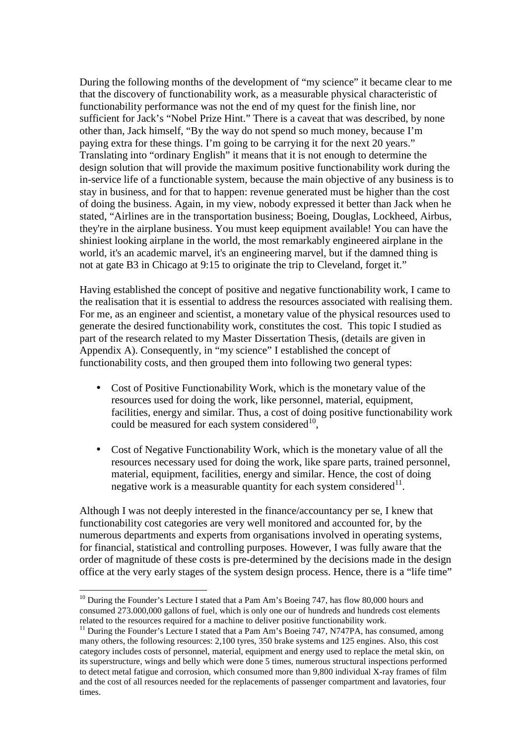During the following months of the development of "my science" it became clear to me that the discovery of functionability work, as a measurable physical characteristic of functionability performance was not the end of my quest for the finish line, nor sufficient for Jack's "Nobel Prize Hint." There is a caveat that was described, by none other than, Jack himself, "By the way do not spend so much money, because I'm paying extra for these things. I'm going to be carrying it for the next 20 years." Translating into "ordinary English" it means that it is not enough to determine the design solution that will provide the maximum positive functionability work during the in-service life of a functionable system, because the main objective of any business is to stay in business, and for that to happen: revenue generated must be higher than the cost of doing the business. Again, in my view, nobody expressed it better than Jack when he stated, "Airlines are in the transportation business; Boeing, Douglas, Lockheed, Airbus, they're in the airplane business. You must keep equipment available! You can have the shiniest looking airplane in the world, the most remarkably engineered airplane in the world, it's an academic marvel, it's an engineering marvel, but if the damned thing is not at gate B3 in Chicago at 9:15 to originate the trip to Cleveland, forget it."

Having established the concept of positive and negative functionability work, I came to the realisation that it is essential to address the resources associated with realising them. For me, as an engineer and scientist, a monetary value of the physical resources used to generate the desired functionability work, constitutes the cost. This topic I studied as part of the research related to my Master Dissertation Thesis, (details are given in Appendix A). Consequently, in "my science" I established the concept of functionability costs, and then grouped them into following two general types:

- Cost of Positive Functionability Work, which is the monetary value of the resources used for doing the work, like personnel, material, equipment, facilities, energy and similar. Thus, a cost of doing positive functionability work could be measured for each system considered[10],

- Cost of Negative Functionability Work, which is the monetary value of all the resources necessary used for doing the work, like spare parts, trained personnel, material, equipment, facilities, energy and similar. Hence, the cost of doing negative work is a measurable quantity for each system considered[11].

Although I was not deeply interested in the finance/accountancy per se, I knew that functionability cost categories are very well monitored and accounted for, by the numerous departments and experts from organisations involved in operating systems, for financial, statistical and controlling purposes. However, I was fully aware that the order of magnitude of these costs is pre-determined by the decisions made in the design office at the very early stages of the system design process. Hence, there is a "life time"

---

[10] During the Founder's Lecture I stated that a Pam Am's Boeing 747, has flow 80,000 hours and consumed 273.000,000 gallons of fuel, which is only one our of hundreds and hundreds cost elements related to the resources required for a machine to deliver positive functionability work.

[11] During the Founder's Lecture I stated that a Pam Am's Boeing 747, N747PA, has consumed, among many others, the following resources: 2,100 tyres, 350 brake systems and 125 engines. Also, this cost category includes costs of personnel, material, equipment and energy used to replace the metal skin, on its superstructure, wings and belly which were done 5 times, numerous structural inspections performed to detect metal fatigue and corrosion, which consumed more than 9,800 individual X-ray frames of film and the cost of all resources needed for the replacements of passenger compartment and lavatories, four times.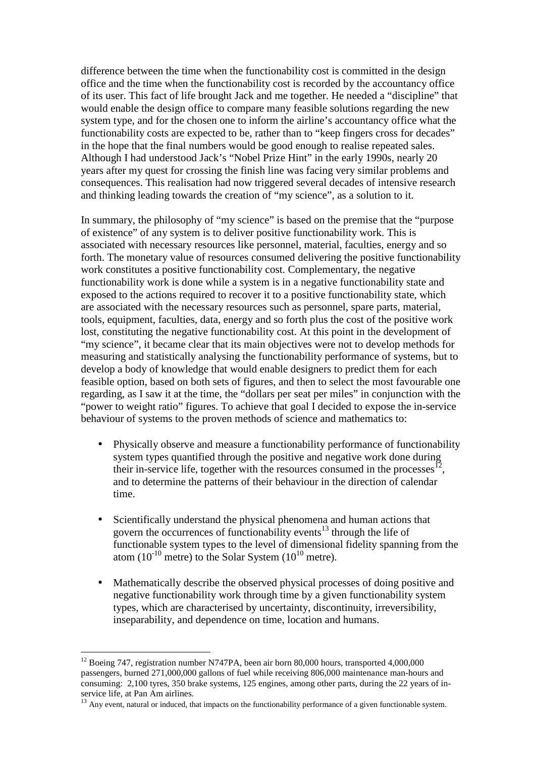difference between the time when the functionability cost is committed in the design office and the time when the functionability cost is recorded by the accountancy office of its user. This fact of life brought Jack and me together. He needed a "discipline" that would enable the design office to compare many feasible solutions regarding the new system type, and for the chosen one to inform the airline's accountancy office what the functionability costs are expected to be, rather than to "keep fingers cross for decades" in the hope that the final numbers would be good enough to realise repeated sales. Although I had understood Jack's "Nobel Prize Hint" in the early 1990s, nearly 20 years after my quest for crossing the finish line was facing very similar problems and consequences. This realisation had now triggered several decades of intensive research and thinking leading towards the creation of "my science", as a solution to it.

In summary, the philosophy of "my science" is based on the premise that the "purpose of existence" of any system is to deliver positive functionability work. This is associated with necessary resources like personnel, material, faculties, energy and so forth. The monetary value of resources consumed delivering the positive functionability work constitutes a positive functionability cost. Complementary, the negative functionability work is done while a system is in a negative functionability state and exposed to the actions required to recover it to a positive functionability state, which are associated with the necessary resources such as personnel, spare parts, material, tools, equipment, faculties, data, energy and so forth plus the cost of the positive work lost, constituting the negative functionability cost. At this point in the development of "my science", it became clear that its main objectives were not to develop methods for measuring and statistically analysing the functionability performance of systems, but to develop a body of knowledge that would enable designers to predict them for each feasible option, based on both sets of figures, and then to select the most favourable one regarding, as I saw it at the time, the "dollars per seat per miles" in conjunction with the "power to weight ratio" figures. To achieve that goal I decided to expose the in-service behaviour of systems to the proven methods of science and mathematics to:

- Physically observe and measure a functionability performance of functionability system types quantified through the positive and negative work done during their in-service life, together with the resources consumed in the processes[12], and to determine the patterns of their behaviour in the direction of calendar time.

- Scientifically understand the physical phenomena and human actions that govern the occurrences of functionability events[13] through the life of functionable system types to the level of dimensional fidelity spanning from the atom ($10^{-10}$ metre) to the Solar System ($10^{10}$ metre).

- Mathematically describe the observed physical processes of doing positive and negative functionability work through time by a given functionability system types, which are characterised by uncertainty, discontinuity, irreversibility, inseparability, and dependence on time, location and humans.

---

[12] Boeing 747, registration number N747PA, been air born 80,000 hours, transported 4,000,000 passengers, burned 271,000,000 gallons of fuel while receiving 806,000 maintenance man-hours and consuming: 2,100 tyres, 350 brake systems, 125 engines, among other parts, during the 22 years of in-service life, at Pan Am airlines.

[13] Any event, natural or induced, that impacts on the functionability performance of a given functionable system.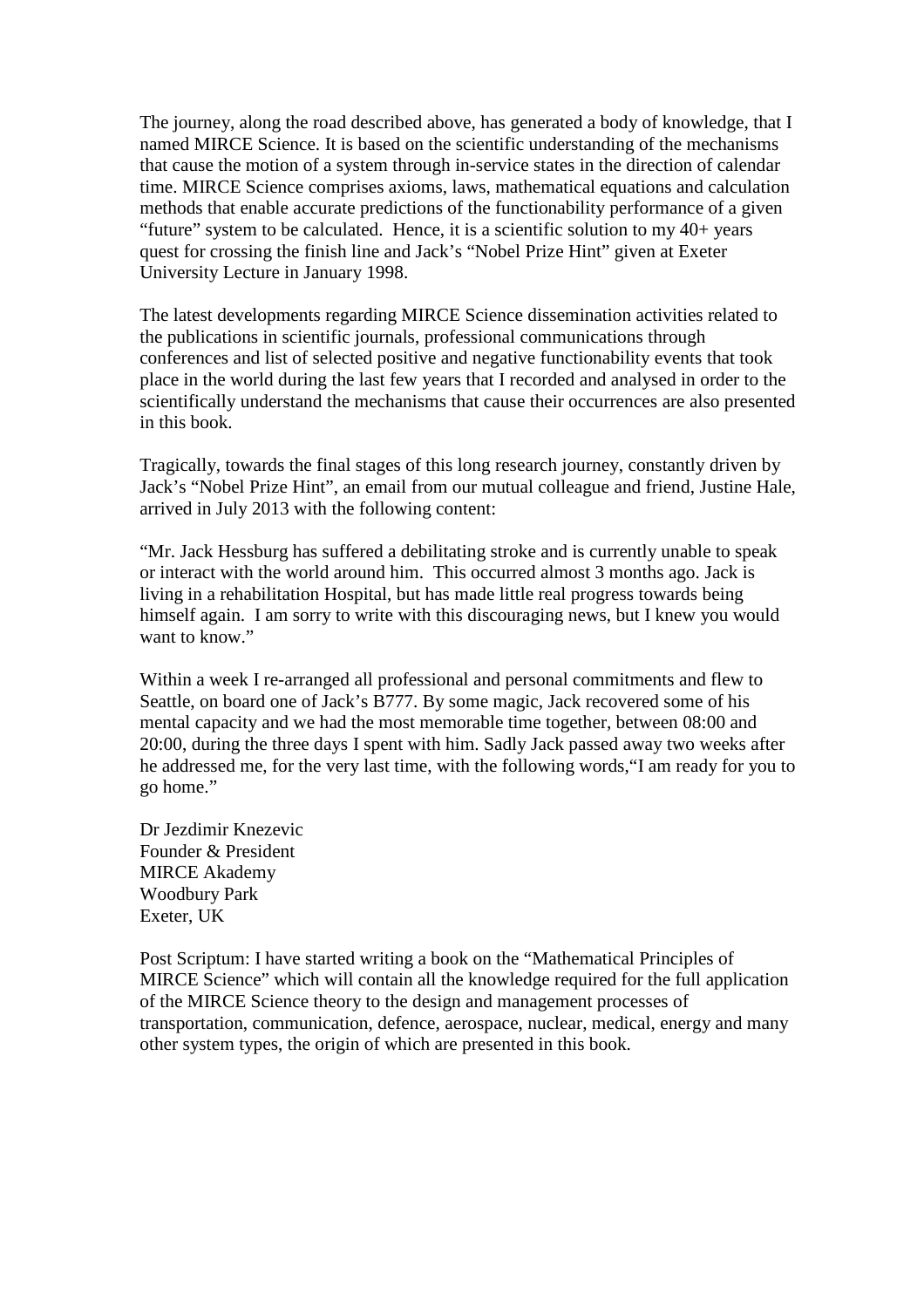The journey, along the road described above, has generated a body of knowledge, that I named MIRCE Science. It is based on the scientific understanding of the mechanisms that cause the motion of a system through in-service states in the direction of calendar time. MIRCE Science comprises axioms, laws, mathematical equations and calculation methods that enable accurate predictions of the functionability performance of a given "future" system to be calculated. Hence, it is a scientific solution to my 40+ years quest for crossing the finish line and Jack's "Nobel Prize Hint" given at Exeter University Lecture in January 1998.

The latest developments regarding MIRCE Science dissemination activities related to the publications in scientific journals, professional communications through conferences and list of selected positive and negative functionability events that took place in the world during the last few years that I recorded and analysed in order to the scientifically understand the mechanisms that cause their occurrences are also presented in this book.

Tragically, towards the final stages of this long research journey, constantly driven by Jack's "Nobel Prize Hint", an email from our mutual colleague and friend, Justine Hale, arrived in July 2013 with the following content:

"Mr. Jack Hessburg has suffered a debilitating stroke and is currently unable to speak or interact with the world around him. This occurred almost 3 months ago. Jack is living in a rehabilitation Hospital, but has made little real progress towards being himself again. I am sorry to write with this discouraging news, but I knew you would want to know."

Within a week I re-arranged all professional and personal commitments and flew to Seattle, on board one of Jack's B777. By some magic, Jack recovered some of his mental capacity and we had the most memorable time together, between 08:00 and 20:00, during the three days I spent with him. Sadly Jack passed away two weeks after he addressed me, for the very last time, with the following words,"I am ready for you to go home."

Dr Jezdimir Knezevic  
Founder & President  
MIRCE Akademy  
Woodbury Park  
Exeter, UK

Post Scriptum: I have started writing a book on the "Mathematical Principles of MIRCE Science" which will contain all the knowledge required for the full application of the MIRCE Science theory to the design and management processes of transportation, communication, defence, aerospace, nuclear, medical, energy and many other system types, the origin of which are presented in this book.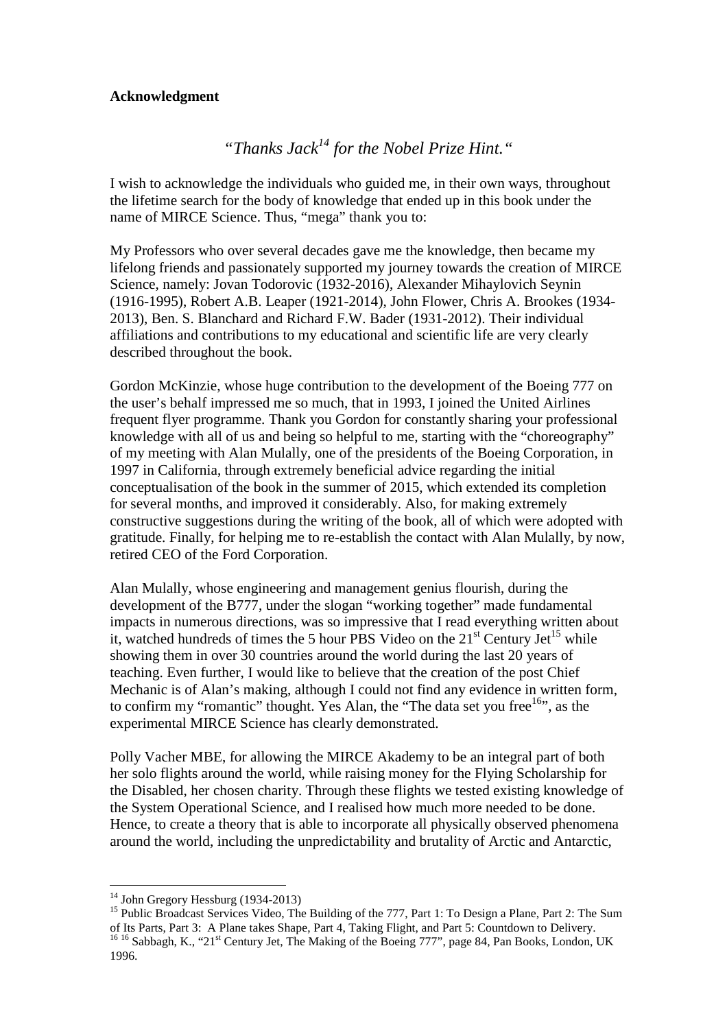**Acknowledgment**

*"Thanks Jack[14] for the Nobel Prize Hint."*

I wish to acknowledge the individuals who guided me, in their own ways, throughout the lifetime search for the body of knowledge that ended up in this book under the name of MIRCE Science. Thus, "mega" thank you to:

My Professors who over several decades gave me the knowledge, then became my lifelong friends and passionately supported my journey towards the creation of MIRCE Science, namely: Jovan Todorovic (1932-2016), Alexander Mihaylovich Seynin (1916-1995), Robert A.B. Leaper (1921-2014), John Flower, Chris A. Brookes (1934-2013), Ben. S. Blanchard and Richard F.W. Bader (1931-2012). Their individual affiliations and contributions to my educational and scientific life are very clearly described throughout the book.

Gordon McKinzie, whose huge contribution to the development of the Boeing 777 on the user's behalf impressed me so much, that in 1993, I joined the United Airlines frequent flyer programme. Thank you Gordon for constantly sharing your professional knowledge with all of us and being so helpful to me, starting with the "choreography" of my meeting with Alan Mulally, one of the presidents of the Boeing Corporation, in 1997 in California, through extremely beneficial advice regarding the initial conceptualisation of the book in the summer of 2015, which extended its completion for several months, and improved it considerably. Also, for making extremely constructive suggestions during the writing of the book, all of which were adopted with gratitude. Finally, for helping me to re-establish the contact with Alan Mulally, by now, retired CEO of the Ford Corporation.

Alan Mulally, whose engineering and management genius flourish, during the development of the B777, under the slogan "working together" made fundamental impacts in numerous directions, was so impressive that I read everything written about it, watched hundreds of times the 5 hour PBS Video on the 21st Century Jet[15] while showing them in over 30 countries around the world during the last 20 years of teaching. Even further, I would like to believe that the creation of the post Chief Mechanic is of Alan's making, although I could not find any evidence in written form, to confirm my "romantic" thought. Yes Alan, the "The data set you free[16]", as the experimental MIRCE Science has clearly demonstrated.

Polly Vacher MBE, for allowing the MIRCE Akademy to be an integral part of both her solo flights around the world, while raising money for the Flying Scholarship for the Disabled, her chosen charity. Through these flights we tested existing knowledge of the System Operational Science, and I realised how much more needed to be done. Hence, to create a theory that is able to incorporate all physically observed phenomena around the world, including the unpredictability and brutality of Arctic and Antarctic,

---

[14] John Gregory Hessburg (1934-2013)

[15] Public Broadcast Services Video, The Building of the 777, Part 1: To Design a Plane, Part 2: The Sum of Its Parts, Part 3: A Plane takes Shape, Part 4, Taking Flight, and Part 5: Countdown to Delivery.

[16] [16] Sabbagh, K., "21st Century Jet, The Making of the Boeing 777", page 84, Pan Books, London, UK 1996.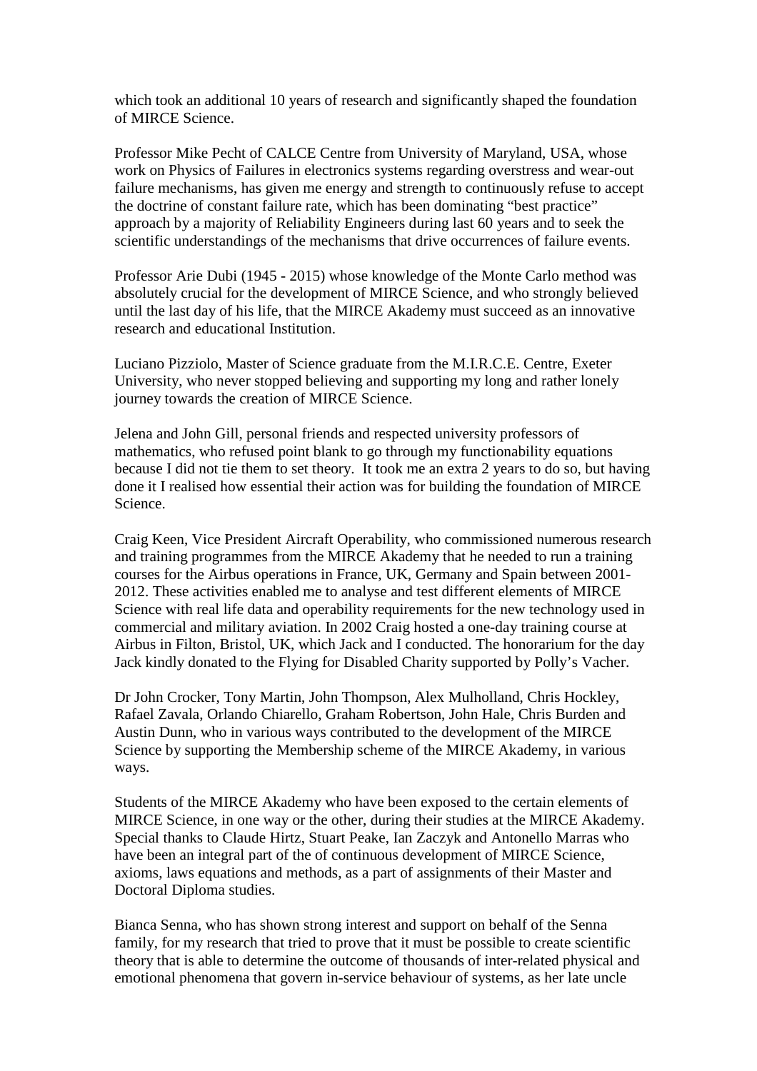which took an additional 10 years of research and significantly shaped the foundation of MIRCE Science.

Professor Mike Pecht of CALCE Centre from University of Maryland, USA, whose work on Physics of Failures in electronics systems regarding overstress and wear-out failure mechanisms, has given me energy and strength to continuously refuse to accept the doctrine of constant failure rate, which has been dominating "best practice" approach by a majority of Reliability Engineers during last 60 years and to seek the scientific understandings of the mechanisms that drive occurrences of failure events.

Professor Arie Dubi (1945 - 2015) whose knowledge of the Monte Carlo method was absolutely crucial for the development of MIRCE Science, and who strongly believed until the last day of his life, that the MIRCE Akademy must succeed as an innovative research and educational Institution.

Luciano Pizziolo, Master of Science graduate from the M.I.R.C.E. Centre, Exeter University, who never stopped believing and supporting my long and rather lonely journey towards the creation of MIRCE Science.

Jelena and John Gill, personal friends and respected university professors of mathematics, who refused point blank to go through my functionability equations because I did not tie them to set theory. It took me an extra 2 years to do so, but having done it I realised how essential their action was for building the foundation of MIRCE Science.

Craig Keen, Vice President Aircraft Operability, who commissioned numerous research and training programmes from the MIRCE Akademy that he needed to run a training courses for the Airbus operations in France, UK, Germany and Spain between 2001-2012. These activities enabled me to analyse and test different elements of MIRCE Science with real life data and operability requirements for the new technology used in commercial and military aviation. In 2002 Craig hosted a one-day training course at Airbus in Filton, Bristol, UK, which Jack and I conducted. The honorarium for the day Jack kindly donated to the Flying for Disabled Charity supported by Polly's Vacher.

Dr John Crocker, Tony Martin, John Thompson, Alex Mulholland, Chris Hockley, Rafael Zavala, Orlando Chiarello, Graham Robertson, John Hale, Chris Burden and Austin Dunn, who in various ways contributed to the development of the MIRCE Science by supporting the Membership scheme of the MIRCE Akademy, in various ways.

Students of the MIRCE Akademy who have been exposed to the certain elements of MIRCE Science, in one way or the other, during their studies at the MIRCE Akademy. Special thanks to Claude Hirtz, Stuart Peake, Ian Zaczyk and Antonello Marras who have been an integral part of the of continuous development of MIRCE Science, axioms, laws equations and methods, as a part of assignments of their Master and Doctoral Diploma studies.

Bianca Senna, who has shown strong interest and support on behalf of the Senna family, for my research that tried to prove that it must be possible to create scientific theory that is able to determine the outcome of thousands of inter-related physical and emotional phenomena that govern in-service behaviour of systems, as her late uncle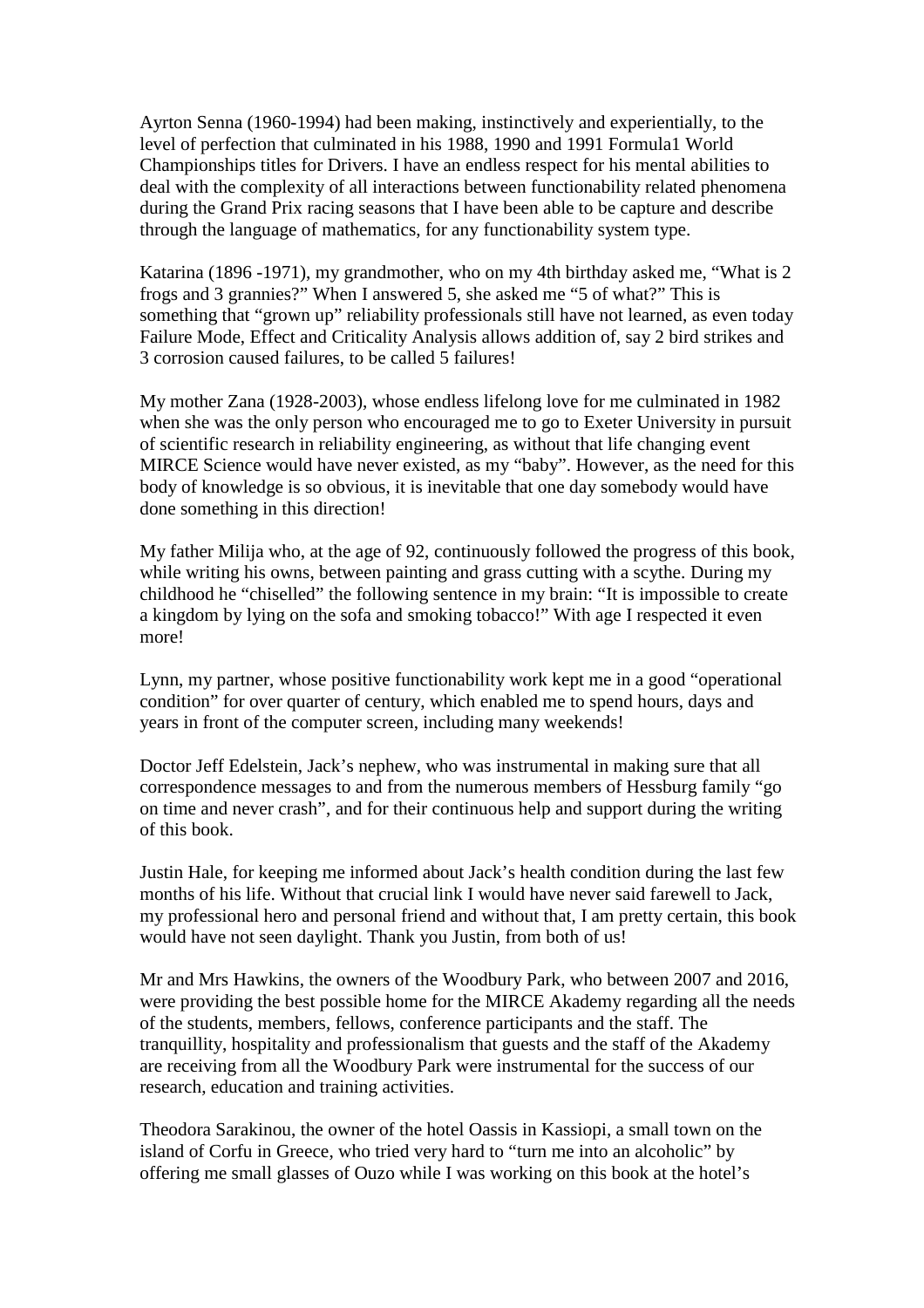Ayrton Senna (1960-1994) had been making, instinctively and experientially, to the level of perfection that culminated in his 1988, 1990 and 1991 Formula1 World Championships titles for Drivers. I have an endless respect for his mental abilities to deal with the complexity of all interactions between functionability related phenomena during the Grand Prix racing seasons that I have been able to be capture and describe through the language of mathematics, for any functionability system type.

Katarina (1896 -1971), my grandmother, who on my 4th birthday asked me, "What is 2 frogs and 3 grannies?" When I answered 5, she asked me "5 of what?" This is something that "grown up" reliability professionals still have not learned, as even today Failure Mode, Effect and Criticality Analysis allows addition of, say 2 bird strikes and 3 corrosion caused failures, to be called 5 failures!

My mother Zana (1928-2003), whose endless lifelong love for me culminated in 1982 when she was the only person who encouraged me to go to Exeter University in pursuit of scientific research in reliability engineering, as without that life changing event MIRCE Science would have never existed, as my "baby". However, as the need for this body of knowledge is so obvious, it is inevitable that one day somebody would have done something in this direction!

My father Milija who, at the age of 92, continuously followed the progress of this book, while writing his owns, between painting and grass cutting with a scythe. During my childhood he "chiselled" the following sentence in my brain: "It is impossible to create a kingdom by lying on the sofa and smoking tobacco!" With age I respected it even more!

Lynn, my partner, whose positive functionability work kept me in a good "operational condition" for over quarter of century, which enabled me to spend hours, days and years in front of the computer screen, including many weekends!

Doctor Jeff Edelstein, Jack's nephew, who was instrumental in making sure that all correspondence messages to and from the numerous members of Hessburg family "go on time and never crash", and for their continuous help and support during the writing of this book.

Justin Hale, for keeping me informed about Jack's health condition during the last few months of his life. Without that crucial link I would have never said farewell to Jack, my professional hero and personal friend and without that, I am pretty certain, this book would have not seen daylight. Thank you Justin, from both of us!

Mr and Mrs Hawkins, the owners of the Woodbury Park, who between 2007 and 2016, were providing the best possible home for the MIRCE Akademy regarding all the needs of the students, members, fellows, conference participants and the staff. The tranquillity, hospitality and professionalism that guests and the staff of the Akademy are receiving from all the Woodbury Park were instrumental for the success of our research, education and training activities.

Theodora Sarakinou, the owner of the hotel Oassis in Kassiopi, a small town on the island of Corfu in Greece, who tried very hard to "turn me into an alcoholic" by offering me small glasses of Ouzo while I was working on this book at the hotel's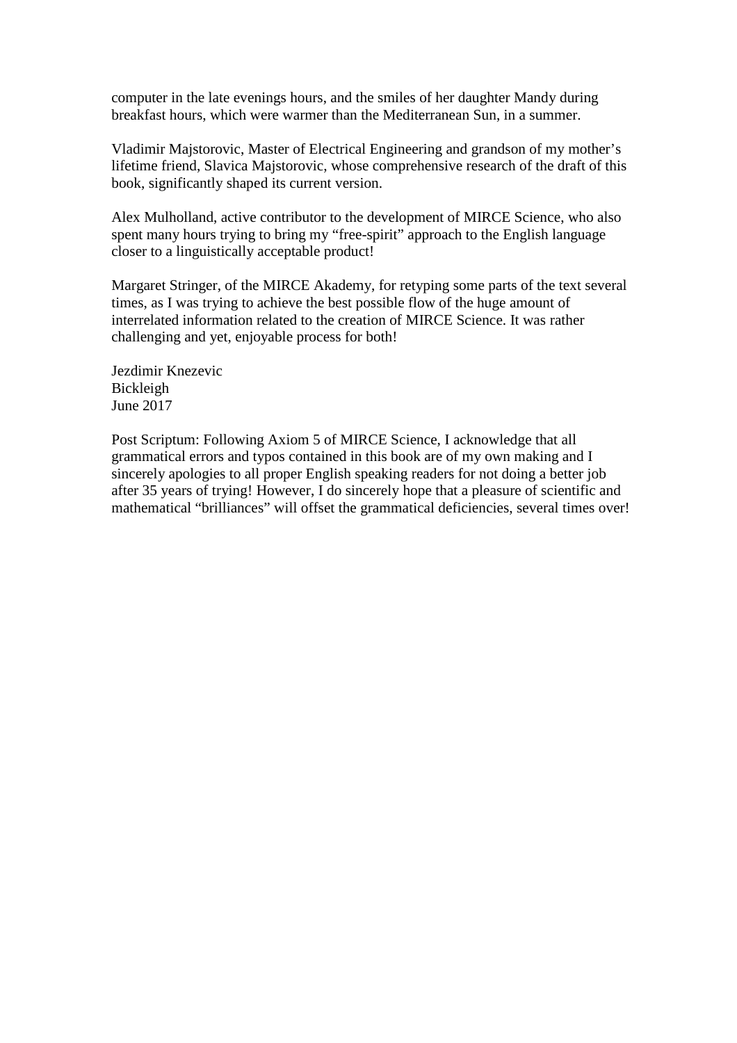computer in the late evenings hours, and the smiles of her daughter Mandy during breakfast hours, which were warmer than the Mediterranean Sun, in a summer.

Vladimir Majstorovic, Master of Electrical Engineering and grandson of my mother's lifetime friend, Slavica Majstorovic, whose comprehensive research of the draft of this book, significantly shaped its current version.

Alex Mulholland, active contributor to the development of MIRCE Science, who also spent many hours trying to bring my "free-spirit" approach to the English language closer to a linguistically acceptable product!

Margaret Stringer, of the MIRCE Akademy, for retyping some parts of the text several times, as I was trying to achieve the best possible flow of the huge amount of interrelated information related to the creation of MIRCE Science. It was rather challenging and yet, enjoyable process for both!

Jezdimir Knezevic
Bickleigh
June 2017

Post Scriptum: Following Axiom 5 of MIRCE Science, I acknowledge that all grammatical errors and typos contained in this book are of my own making and I sincerely apologies to all proper English speaking readers for not doing a better job after 35 years of trying! However, I do sincerely hope that a pleasure of scientific and mathematical "brilliances" will offset the grammatical deficiencies, several times over!